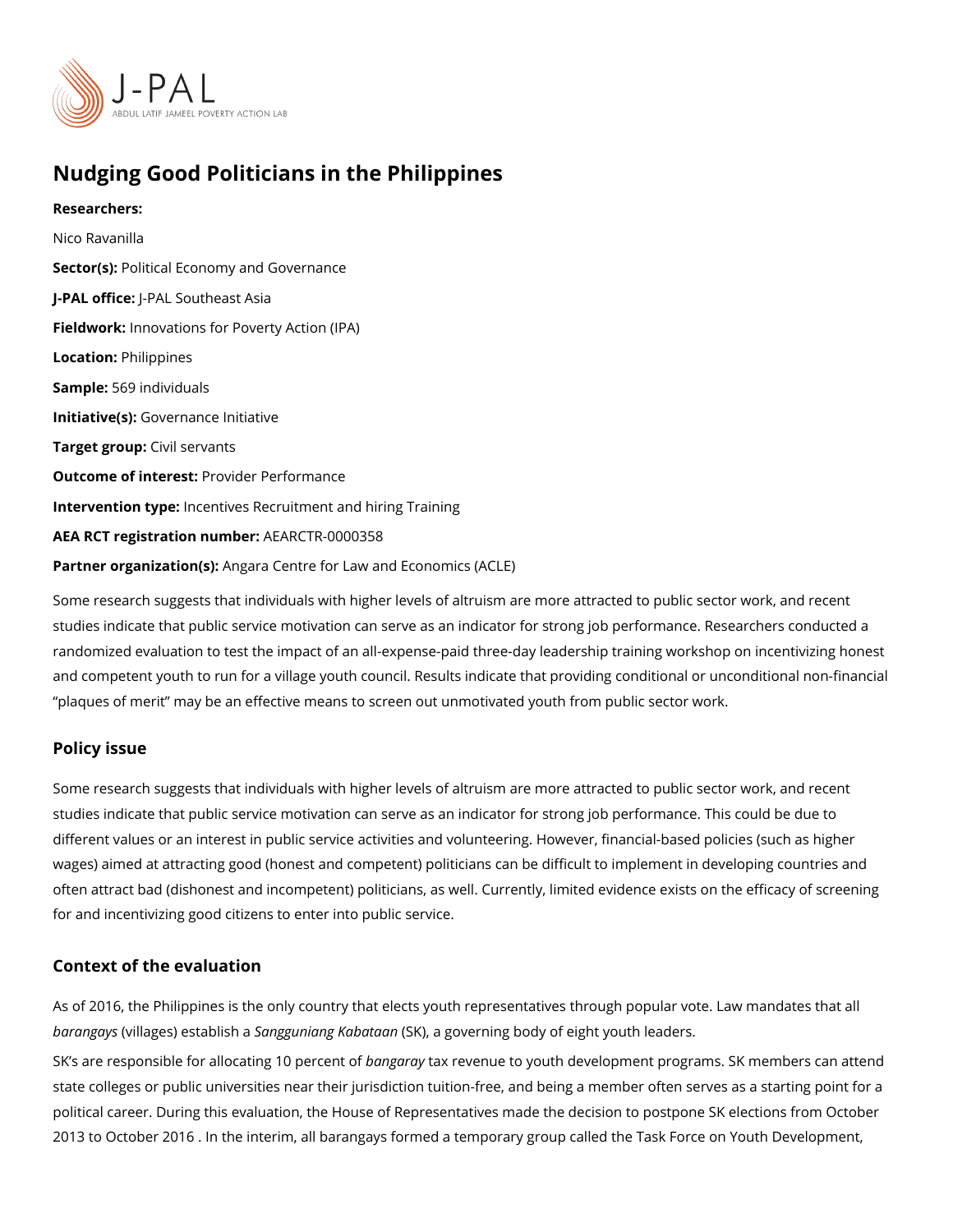# Nudging Good Politicians in the Philippines

**Researchers:**

Nico Ravanilla

**Sector(s):** Political Economy and Governance

**J-PAL office:** J-PAL Southeast Asia

**Fieldwork:** Innovations for Poverty Action (IPA)

**Location:** Philippines

**Sample:** 569 individuals

**Initiative(s):** Governance Initiative

**Target group:** Civil servants

**Outcome of interest:** Provider Performance

**Intervention type:** Incentives Recruitment and hiring Training

**AEA RCT registration number:** AEARCTR-0000358

**Partner organization(s):** Angara Centre for Law and Economics (ACLE)

Some research suggests that individuals with higher levels of altruism are more attracted to public sector work, and recent studies indicate that public service motivation can serve as an indicator for strong job performance. Researchers conducted a randomized evaluation to test the impact of an all-expense-paid three-day leadership training workshop on incentivizing honest and competent youth to run for a village youth council. Results indicate that providing conditional or unconditional non-financial "plaques of merit" may be an effective means to screen out unmotivated youth from public sector work.

## Policy issue

Some research suggests that individuals with higher levels of altruism are more attracted to public sector work, and recent studies indicate that public service motivation can serve as an indicator for strong job performance. This could be due to different values or an interest in public service activities and volunteering. However, financial-based policies (such as higher wages) aimed at attracting good (honest and competent) politicians can be difficult to implement in developing countries and often attract bad (dishonest and incompetent) politicians, as well. Currently, limited evidence exists on the efficacy of screening for and incentivizing good citizens to enter into public service.

## Context of the evaluation

As of 2016, the Philippines is the only country that elects youth representatives through popular vote. Law mandates that all *barangays* (villages) establish a *Sangguniang Kabataan* (SK), a governing body of eight youth leaders.

SK's are responsible for allocating 10 percent of *bangaray* tax revenue to youth development programs. SK members can attend state colleges or public universities near their jurisdiction tuition-free, and being a member often serves as a starting point for a political career. During this evaluation, the House of Representatives made the decision to postpone SK elections from October 2013 to October 2016 . In the interim, all barangays formed a temporary group called the Task Force on Youth Development,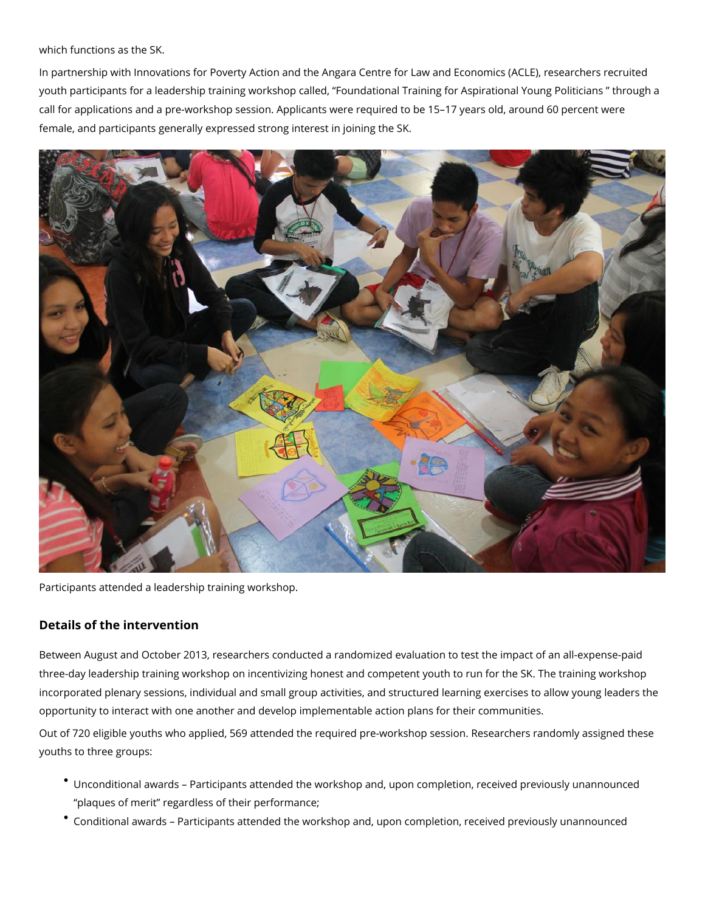which functions as the SK.

In partnership with Innovations for Poverty Action and the Angara Centre for Law and Economics (ACLE), researchers recruited youth participants for a leadership training workshop called, "Foundational Training for Aspirational Young Politicians " through a call for applications and a pre-workshop session. Applicants were required to be 15–17 years old, around 60 percent were female, and participants generally expressed strong interest in joining the SK.

Participants attended a leadership training workshop.

## Details of the intervention

Between August and October 2013, researchers conducted a randomized evaluation to test the impact of an all-expense-paid three-day leadership training workshop on incentivizing honest and competent youth to run for the SK. The training workshop incorporated plenary sessions, individual and small group activities, and structured learning exercises to allow young leaders the opportunity to interact with one another and develop implementable action plans for their communities.

Out of 720 eligible youths who applied, 569 attended the required pre-workshop session. Researchers randomly assigned these youths to three groups:

- Unconditional awards – Participants attended the workshop and, upon completion, received previously unannounced "plaques of merit" regardless of their performance;
- Conditional awards – Participants attended the workshop and, upon completion, received previously unannounced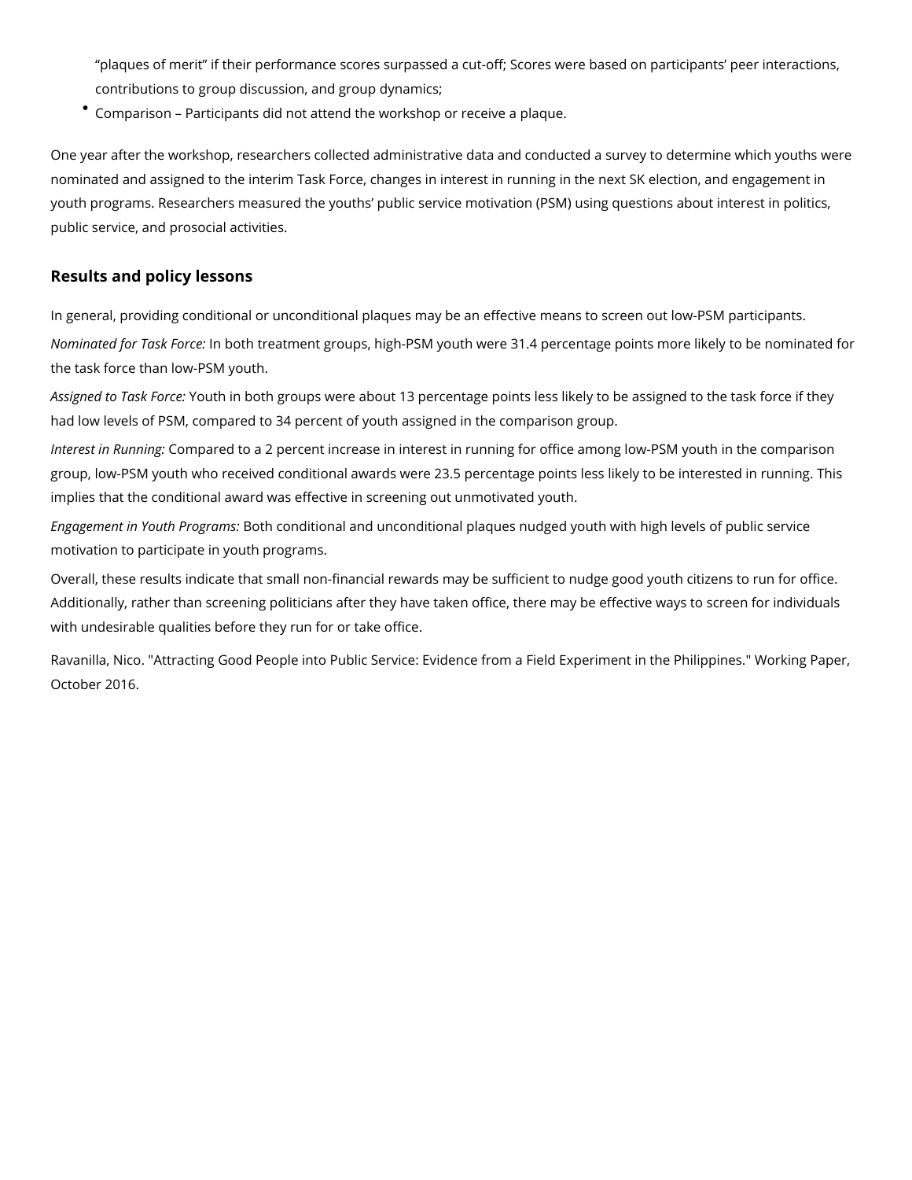“plaques of merit” if their performance scores surpassed a cut-off; Scores were based on participants’ peer interactions, contributions to group discussion, and group dynamics;
- Comparison – Participants did not attend the workshop or receive a plaque.

One year after the workshop, researchers collected administrative data and conducted a survey to determine which youths were nominated and assigned to the interim Task Force, changes in interest in running in the next SK election, and engagement in youth programs. Researchers measured the youths’ public service motivation (PSM) using questions about interest in politics, public service, and prosocial activities.

## Results and policy lessons

In general, providing conditional or unconditional plaques may be an effective means to screen out low-PSM participants.

*Nominated for Task Force:* In both treatment groups, high-PSM youth were 31.4 percentage points more likely to be nominated for the task force than low-PSM youth.

*Assigned to Task Force:* Youth in both groups were about 13 percentage points less likely to be assigned to the task force if they had low levels of PSM, compared to 34 percent of youth assigned in the comparison group.

*Interest in Running:* Compared to a 2 percent increase in interest in running for office among low-PSM youth in the comparison group, low-PSM youth who received conditional awards were 23.5 percentage points less likely to be interested in running. This implies that the conditional award was effective in screening out unmotivated youth.

*Engagement in Youth Programs:* Both conditional and unconditional plaques nudged youth with high levels of public service motivation to participate in youth programs.

Overall, these results indicate that small non-financial rewards may be sufficient to nudge good youth citizens to run for office. Additionally, rather than screening politicians after they have taken office, there may be effective ways to screen for individuals with undesirable qualities before they run for or take office.

Ravanilla, Nico. "Attracting Good People into Public Service: Evidence from a Field Experiment in the Philippines." Working Paper, October 2016.